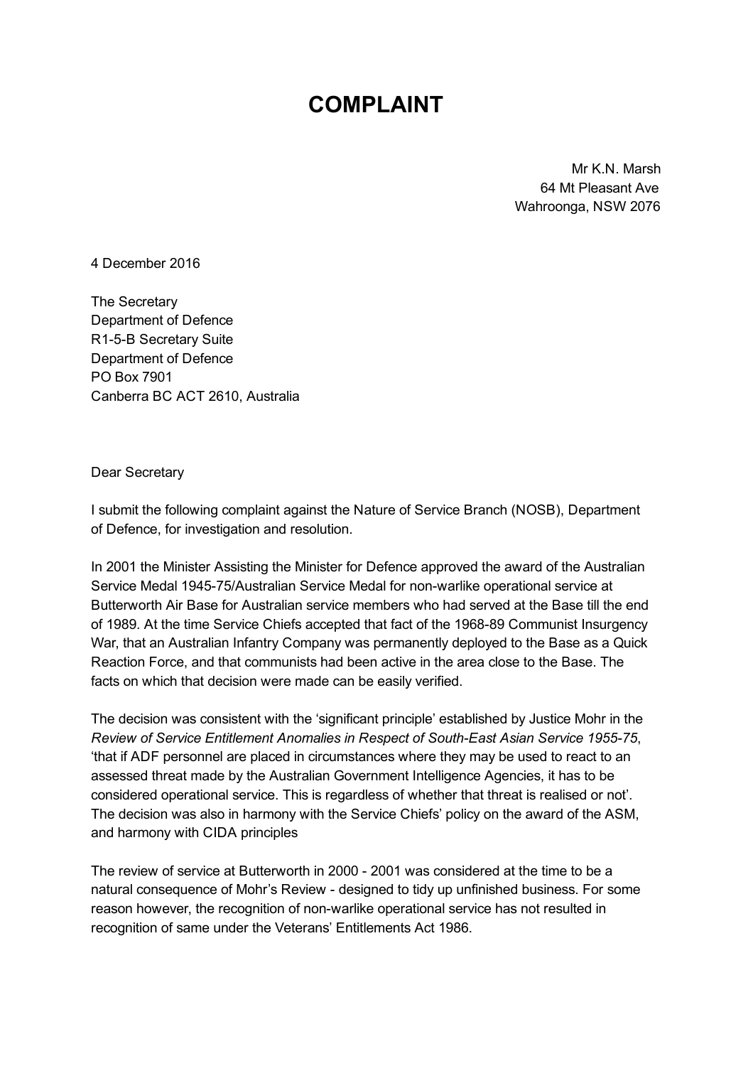# COMPLAINT

Mr K.N. Marsh
64 Mt Pleasant Ave
Wahroonga, NSW 2076

4 December 2016

The Secretary
Department of Defence
R1-5-B Secretary Suite
Department of Defence
PO Box 7901
Canberra BC ACT 2610, Australia

Dear Secretary

I submit the following complaint against the Nature of Service Branch (NOSB), Department of Defence, for investigation and resolution.

In 2001 the Minister Assisting the Minister for Defence approved the award of the Australian Service Medal 1945-75/Australian Service Medal for non-warlike operational service at Butterworth Air Base for Australian service members who had served at the Base till the end of 1989. At the time Service Chiefs accepted that fact of the 1968-89 Communist Insurgency War, that an Australian Infantry Company was permanently deployed to the Base as a Quick Reaction Force, and that communists had been active in the area close to the Base. The facts on which that decision were made can be easily verified.

The decision was consistent with the 'significant principle' established by Justice Mohr in the *Review of Service Entitlement Anomalies in Respect of South-East Asian Service 1955-75*, 'that if ADF personnel are placed in circumstances where they may be used to react to an assessed threat made by the Australian Government Intelligence Agencies, it has to be considered operational service. This is regardless of whether that threat is realised or not'. The decision was also in harmony with the Service Chiefs' policy on the award of the ASM, and harmony with CIDA principles

The review of service at Butterworth in 2000 - 2001 was considered at the time to be a natural consequence of Mohr's Review - designed to tidy up unfinished business. For some reason however, the recognition of non-warlike operational service has not resulted in recognition of same under the Veterans' Entitlements Act 1986.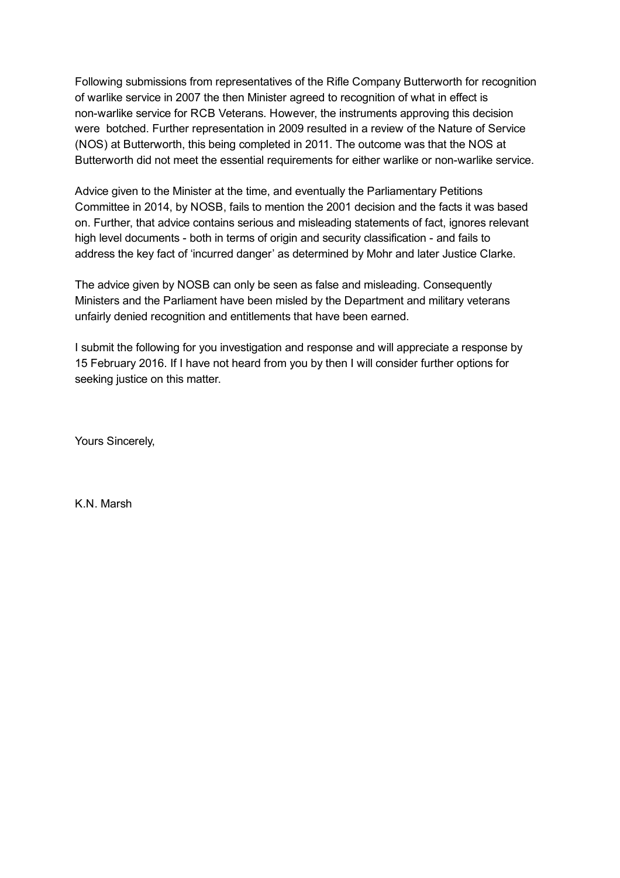Following submissions from representatives of the Rifle Company Butterworth for recognition of warlike service in 2007 the then Minister agreed to recognition of what in effect is non-warlike service for RCB Veterans. However, the instruments approving this decision were botched. Further representation in 2009 resulted in a review of the Nature of Service (NOS) at Butterworth, this being completed in 2011. The outcome was that the NOS at Butterworth did not meet the essential requirements for either warlike or non-warlike service.

Advice given to the Minister at the time, and eventually the Parliamentary Petitions Committee in 2014, by NOSB, fails to mention the 2001 decision and the facts it was based on. Further, that advice contains serious and misleading statements of fact, ignores relevant high level documents - both in terms of origin and security classification - and fails to address the key fact of 'incurred danger' as determined by Mohr and later Justice Clarke.

The advice given by NOSB can only be seen as false and misleading. Consequently Ministers and the Parliament have been misled by the Department and military veterans unfairly denied recognition and entitlements that have been earned.

I submit the following for you investigation and response and will appreciate a response by 15 February 2016. If I have not heard from you by then I will consider further options for seeking justice on this matter.

Yours Sincerely,

K.N. Marsh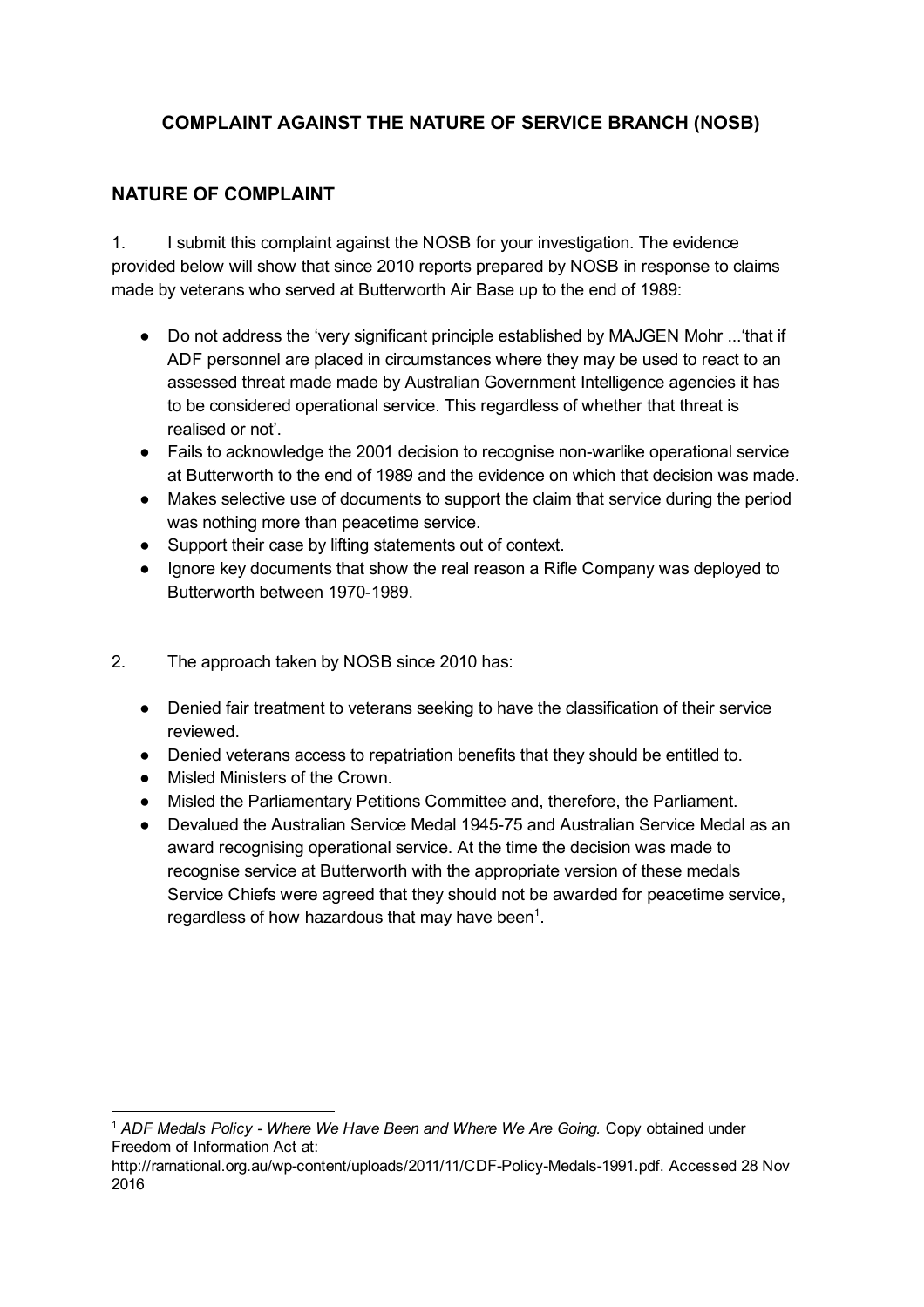# COMPLAINT AGAINST THE NATURE OF SERVICE BRANCH (NOSB)

## NATURE OF COMPLAINT

1. I submit this complaint against the NOSB for your investigation. The evidence provided below will show that since 2010 reports prepared by NOSB in response to claims made by veterans who served at Butterworth Air Base up to the end of 1989:

- Do not address the 'very significant principle established by MAJGEN Mohr ...'that if ADF personnel are placed in circumstances where they may be used to react to an assessed threat made made by Australian Government Intelligence agencies it has to be considered operational service. This regardless of whether that threat is realised or not'.
- Fails to acknowledge the 2001 decision to recognise non-warlike operational service at Butterworth to the end of 1989 and the evidence on which that decision was made.
- Makes selective use of documents to support the claim that service during the period was nothing more than peacetime service.
- Support their case by lifting statements out of context.
- Ignore key documents that show the real reason a Rifle Company was deployed to Butterworth between 1970-1989.

2. The approach taken by NOSB since 2010 has:

- Denied fair treatment to veterans seeking to have the classification of their service reviewed.
- Denied veterans access to repatriation benefits that they should be entitled to.
- Misled Ministers of the Crown.
- Misled the Parliamentary Petitions Committee and, therefore, the Parliament.
- Devalued the Australian Service Medal 1945-75 and Australian Service Medal as an award recognising operational service. At the time the decision was made to recognise service at Butterworth with the appropriate version of these medals Service Chiefs were agreed that they should not be awarded for peacetime service, regardless of how hazardous that may have been[1].

---

[1] *ADF Medals Policy - Where We Have Been and Where We Are Going.* Copy obtained under Freedom of Information Act at: http://rarnational.org.au/wp-content/uploads/2011/11/CDF-Policy-Medals-1991.pdf. Accessed 28 Nov 2016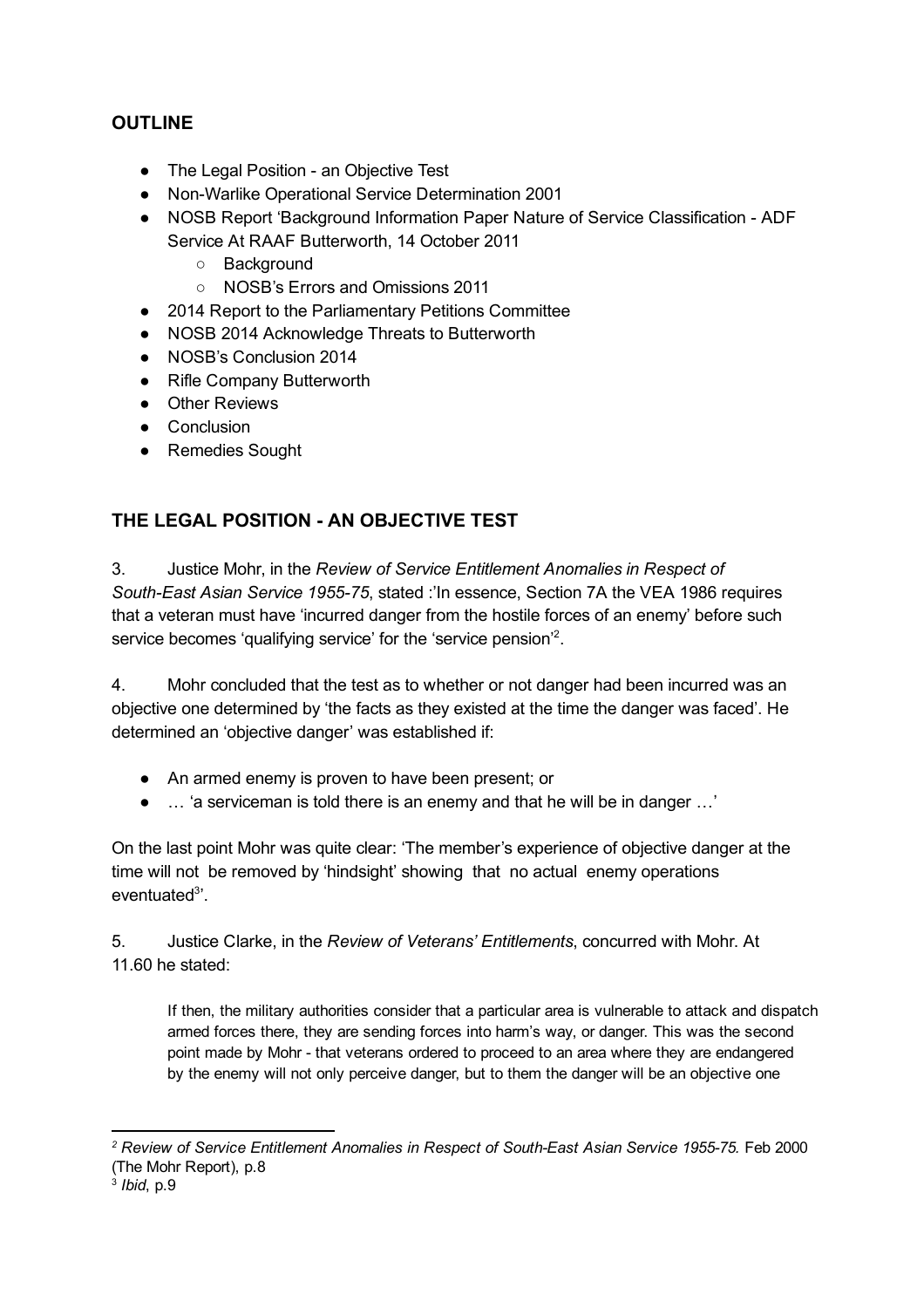## OUTLINE

- The Legal Position - an Objective Test
- Non-Warlike Operational Service Determination 2001
- NOSB Report 'Background Information Paper Nature of Service Classification - ADF Service At RAAF Butterworth, 14 October 2011
  - Background
  - NOSB's Errors and Omissions 2011
- 2014 Report to the Parliamentary Petitions Committee
- NOSB 2014 Acknowledge Threats to Butterworth
- NOSB's Conclusion 2014
- Rifle Company Butterworth
- Other Reviews
- Conclusion
- Remedies Sought

## THE LEGAL POSITION - AN OBJECTIVE TEST

3. Justice Mohr, in the *Review of Service Entitlement Anomalies in Respect of South-East Asian Service 1955-75*, stated :'In essence, Section 7A the VEA 1986 requires that a veteran must have 'incurred danger from the hostile forces of an enemy' before such service becomes 'qualifying service' for the 'service pension'[2].

4. Mohr concluded that the test as to whether or not danger had been incurred was an objective one determined by 'the facts as they existed at the time the danger was faced'. He determined an 'objective danger' was established if:

- An armed enemy is proven to have been present; or
- … 'a serviceman is told there is an enemy and that he will be in danger …'

On the last point Mohr was quite clear: 'The member's experience of objective danger at the time will not be removed by 'hindsight' showing that no actual enemy operations eventuated[3]'.

5. Justice Clarke, in the *Review of Veterans' Entitlements*, concurred with Mohr. At 11.60 he stated:

> If then, the military authorities consider that a particular area is vulnerable to attack and dispatch armed forces there, they are sending forces into harm's way, or danger. This was the second point made by Mohr - that veterans ordered to proceed to an area where they are endangered by the enemy will not only perceive danger, but to them the danger will be an objective one

---

[2] *Review of Service Entitlement Anomalies in Respect of South-East Asian Service 1955-75.* Feb 2000 (The Mohr Report), p.8

[3] *Ibid*, p.9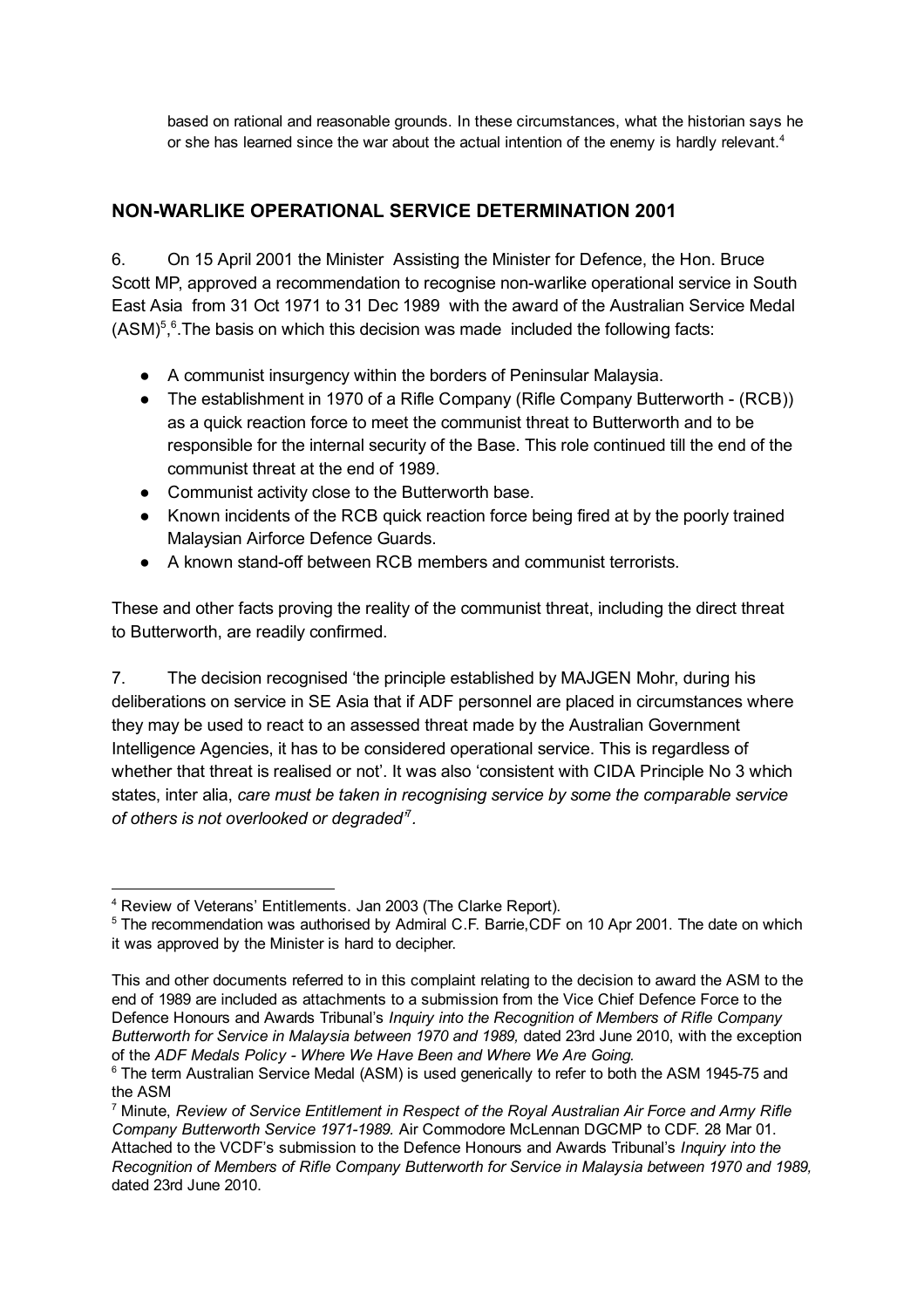based on rational and reasonable grounds. In these circumstances, what the historian says he or she has learned since the war about the actual intention of the enemy is hardly relevant.[4]

## NON-WARLIKE OPERATIONAL SERVICE DETERMINATION 2001

6. On 15 April 2001 the Minister Assisting the Minister for Defence, the Hon. Bruce Scott MP, approved a recommendation to recognise non-warlike operational service in South East Asia from 31 Oct 1971 to 31 Dec 1989 with the award of the Australian Service Medal (ASM)[5],[6]. The basis on which this decision was made included the following facts:

- A communist insurgency within the borders of Peninsular Malaysia.
- The establishment in 1970 of a Rifle Company (Rifle Company Butterworth - (RCB)) as a quick reaction force to meet the communist threat to Butterworth and to be responsible for the internal security of the Base. This role continued till the end of the communist threat at the end of 1989.
- Communist activity close to the Butterworth base.
- Known incidents of the RCB quick reaction force being fired at by the poorly trained Malaysian Airforce Defence Guards.
- A known stand-off between RCB members and communist terrorists.

These and other facts proving the reality of the communist threat, including the direct threat to Butterworth, are readily confirmed.

7. The decision recognised 'the principle established by MAJGEN Mohr, during his deliberations on service in SE Asia that if ADF personnel are placed in circumstances where they may be used to react to an assessed threat made by the Australian Government Intelligence Agencies, it has to be considered operational service. This is regardless of whether that threat is realised or not'. It was also 'consistent with CIDA Principle No 3 which states, inter alia, *care must be taken in recognising service by some the comparable service of others is not overlooked or degraded'*[7].

---

[4] Review of Veterans' Entitlements. Jan 2003 (The Clarke Report).

[5] The recommendation was authorised by Admiral C.F. Barrie,CDF on 10 Apr 2001. The date on which it was approved by the Minister is hard to decipher.

This and other documents referred to in this complaint relating to the decision to award the ASM to the end of 1989 are included as attachments to a submission from the Vice Chief Defence Force to the Defence Honours and Awards Tribunal's *Inquiry into the Recognition of Members of Rifle Company Butterworth for Service in Malaysia between 1970 and 1989,* dated 23rd June 2010, with the exception of the *ADF Medals Policy - Where We Have Been and Where We Are Going.*

[6] The term Australian Service Medal (ASM) is used generically to refer to both the ASM 1945-75 and the ASM

[7] Minute, *Review of Service Entitlement in Respect of the Royal Australian Air Force and Army Rifle Company Butterworth Service 1971-1989.* Air Commodore McLennan DGCMP to CDF. 28 Mar 01. Attached to the VCDF's submission to the Defence Honours and Awards Tribunal's *Inquiry into the Recognition of Members of Rifle Company Butterworth for Service in Malaysia between 1970 and 1989,* dated 23rd June 2010.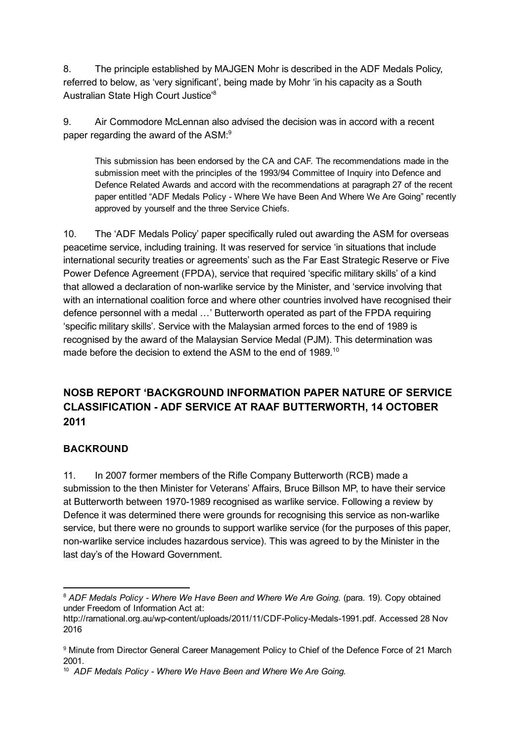8. The principle established by MAJGEN Mohr is described in the ADF Medals Policy, referred to below, as 'very significant', being made by Mohr 'in his capacity as a South Australian State High Court Justice'[8]

9. Air Commodore McLennan also advised the decision was in accord with a recent paper regarding the award of the ASM:[9]

> This submission has been endorsed by the CA and CAF. The recommendations made in the submission meet with the principles of the 1993/94 Committee of Inquiry into Defence and Defence Related Awards and accord with the recommendations at paragraph 27 of the recent paper entitled "ADF Medals Policy - Where We have Been And Where We Are Going" recently approved by yourself and the three Service Chiefs.

10. The 'ADF Medals Policy' paper specifically ruled out awarding the ASM for overseas peacetime service, including training. It was reserved for service 'in situations that include international security treaties or agreements' such as the Far East Strategic Reserve or Five Power Defence Agreement (FPDA), service that required 'specific military skills' of a kind that allowed a declaration of non-warlike service by the Minister, and 'service involving that with an international coalition force and where other countries involved have recognised their defence personnel with a medal …' Butterworth operated as part of the FPDA requiring 'specific military skills'. Service with the Malaysian armed forces to the end of 1989 is recognised by the award of the Malaysian Service Medal (PJM). This determination was made before the decision to extend the ASM to the end of 1989.[10]

## NOSB REPORT 'BACKGROUND INFORMATION PAPER NATURE OF SERVICE CLASSIFICATION - ADF SERVICE AT RAAF BUTTERWORTH, 14 OCTOBER 2011

### BACKROUND

11. In 2007 former members of the Rifle Company Butterworth (RCB) made a submission to the then Minister for Veterans' Affairs, Bruce Billson MP, to have their service at Butterworth between 1970-1989 recognised as warlike service. Following a review by Defence it was determined there were grounds for recognising this service as non-warlike service, but there were no grounds to support warlike service (for the purposes of this paper, non-warlike service includes hazardous service). This was agreed to by the Minister in the last day's of the Howard Government.

---

[8] *ADF Medals Policy - Where We Have Been and Where We Are Going.* (para. 19). Copy obtained under Freedom of Information Act at: http://rarnational.org.au/wp-content/uploads/2011/11/CDF-Policy-Medals-1991.pdf. Accessed 28 Nov 2016

[9] Minute from Director General Career Management Policy to Chief of the Defence Force of 21 March 2001.

[10] *ADF Medals Policy - Where We Have Been and Where We Are Going.*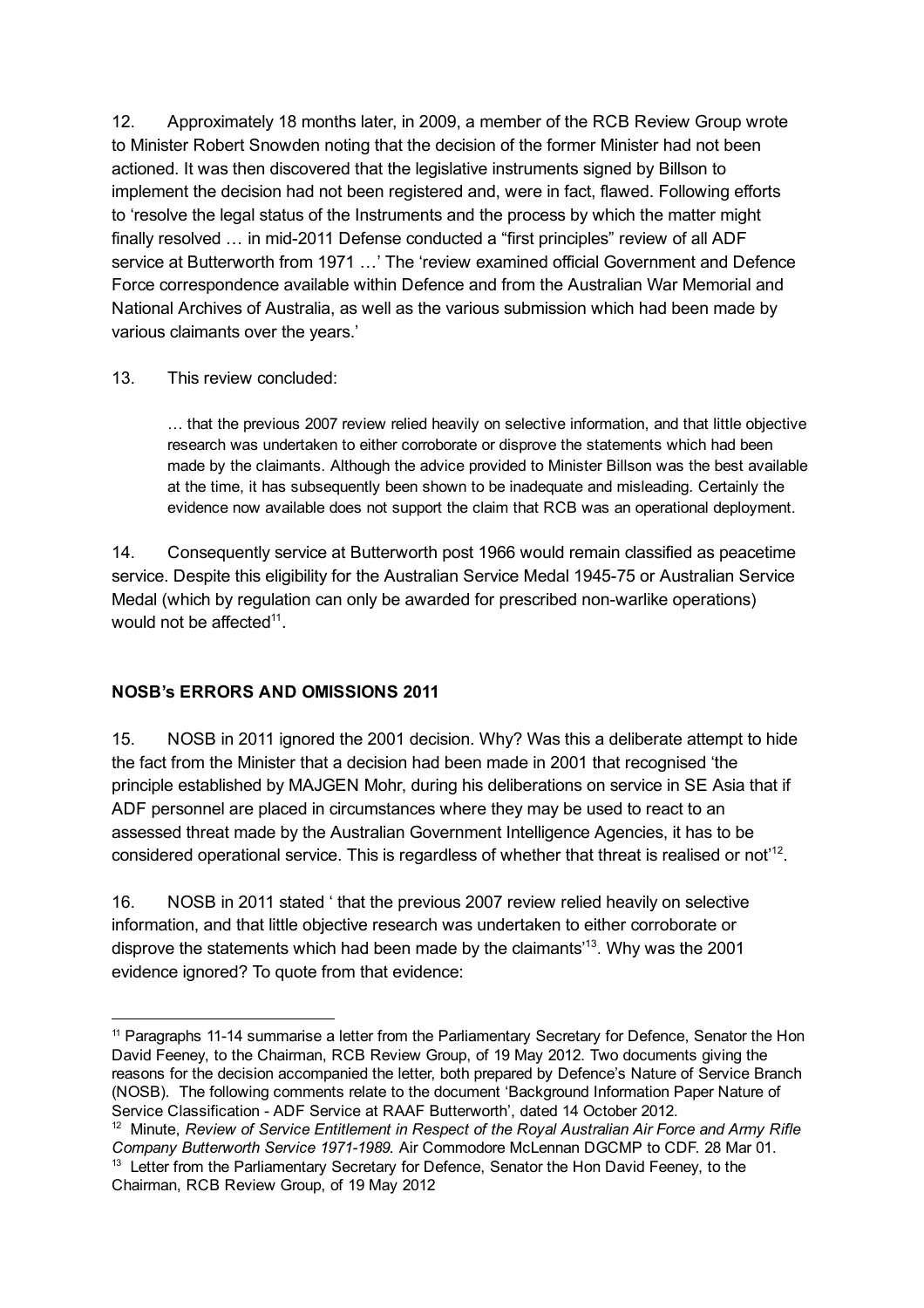12. Approximately 18 months later, in 2009, a member of the RCB Review Group wrote to Minister Robert Snowden noting that the decision of the former Minister had not been actioned. It was then discovered that the legislative instruments signed by Billson to implement the decision had not been registered and, were in fact, flawed. Following efforts to 'resolve the legal status of the Instruments and the process by which the matter might finally resolved … in mid-2011 Defense conducted a "first principles" review of all ADF service at Butterworth from 1971 …' The 'review examined official Government and Defence Force correspondence available within Defence and from the Australian War Memorial and National Archives of Australia, as well as the various submission which had been made by various claimants over the years.'

13. This review concluded:

> … that the previous 2007 review relied heavily on selective information, and that little objective research was undertaken to either corroborate or disprove the statements which had been made by the claimants. Although the advice provided to Minister Billson was the best available at the time, it has subsequently been shown to be inadequate and misleading. Certainly the evidence now available does not support the claim that RCB was an operational deployment.

14. Consequently service at Butterworth post 1966 would remain classified as peacetime service. Despite this eligibility for the Australian Service Medal 1945-75 or Australian Service Medal (which by regulation can only be awarded for prescribed non-warlike operations) would not be affected[11].

## NOSB's ERRORS AND OMISSIONS 2011

15. NOSB in 2011 ignored the 2001 decision. Why? Was this a deliberate attempt to hide the fact from the Minister that a decision had been made in 2001 that recognised 'the principle established by MAJGEN Mohr, during his deliberations on service in SE Asia that if ADF personnel are placed in circumstances where they may be used to react to an assessed threat made by the Australian Government Intelligence Agencies, it has to be considered operational service. This is regardless of whether that threat is realised or not'[12].

16. NOSB in 2011 stated ' that the previous 2007 review relied heavily on selective information, and that little objective research was undertaken to either corroborate or disprove the statements which had been made by the claimants'[13]. Why was the 2001 evidence ignored? To quote from that evidence:

---

[11] Paragraphs 11-14 summarise a letter from the Parliamentary Secretary for Defence, Senator the Hon David Feeney, to the Chairman, RCB Review Group, of 19 May 2012. Two documents giving the reasons for the decision accompanied the letter, both prepared by Defence's Nature of Service Branch (NOSB). The following comments relate to the document 'Background Information Paper Nature of Service Classification - ADF Service at RAAF Butterworth', dated 14 October 2012.

[12] Minute, *Review of Service Entitlement in Respect of the Royal Australian Air Force and Army Rifle Company Butterworth Service 1971-1989.* Air Commodore McLennan DGCMP to CDF. 28 Mar 01.

[13] Letter from the Parliamentary Secretary for Defence, Senator the Hon David Feeney, to the Chairman, RCB Review Group, of 19 May 2012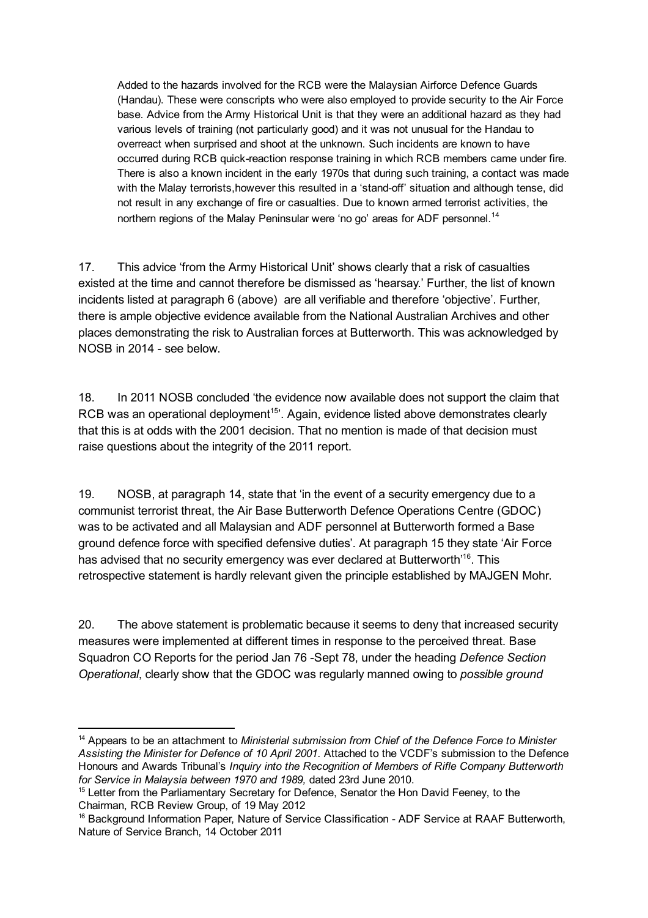> Added to the hazards involved for the RCB were the Malaysian Airforce Defence Guards (Handau). These were conscripts who were also employed to provide security to the Air Force base. Advice from the Army Historical Unit is that they were an additional hazard as they had various levels of training (not particularly good) and it was not unusual for the Handau to overreact when surprised and shoot at the unknown. Such incidents are known to have occurred during RCB quick-reaction response training in which RCB members came under fire. There is also a known incident in the early 1970s that during such training, a contact was made with the Malay terrorists,however this resulted in a 'stand-off' situation and although tense, did not result in any exchange of fire or casualties. Due to known armed terrorist activities, the northern regions of the Malay Peninsular were 'no go' areas for ADF personnel.[14]

17. This advice 'from the Army Historical Unit' shows clearly that a risk of casualties existed at the time and cannot therefore be dismissed as 'hearsay.' Further, the list of known incidents listed at paragraph 6 (above) are all verifiable and therefore 'objective'. Further, there is ample objective evidence available from the National Australian Archives and other places demonstrating the risk to Australian forces at Butterworth. This was acknowledged by NOSB in 2014 - see below.

18. In 2011 NOSB concluded 'the evidence now available does not support the claim that RCB was an operational deployment[15]'. Again, evidence listed above demonstrates clearly that this is at odds with the 2001 decision. That no mention is made of that decision must raise questions about the integrity of the 2011 report.

19. NOSB, at paragraph 14, state that 'in the event of a security emergency due to a communist terrorist threat, the Air Base Butterworth Defence Operations Centre (GDOC) was to be activated and all Malaysian and ADF personnel at Butterworth formed a Base ground defence force with specified defensive duties'. At paragraph 15 they state 'Air Force has advised that no security emergency was ever declared at Butterworth'[16]. This retrospective statement is hardly relevant given the principle established by MAJGEN Mohr.

20. The above statement is problematic because it seems to deny that increased security measures were implemented at different times in response to the perceived threat. Base Squadron CO Reports for the period Jan 76 -Sept 78, under the heading *Defence Section Operational*, clearly show that the GDOC was regularly manned owing to *possible ground*

---

[14] Appears to be an attachment to *Ministerial submission from Chief of the Defence Force to Minister Assisting the Minister for Defence of 10 April 2001.* Attached to the VCDF's submission to the Defence Honours and Awards Tribunal's *Inquiry into the Recognition of Members of Rifle Company Butterworth for Service in Malaysia between 1970 and 1989,* dated 23rd June 2010.

[15] Letter from the Parliamentary Secretary for Defence, Senator the Hon David Feeney, to the Chairman, RCB Review Group, of 19 May 2012

[16] Background Information Paper, Nature of Service Classification - ADF Service at RAAF Butterworth, Nature of Service Branch, 14 October 2011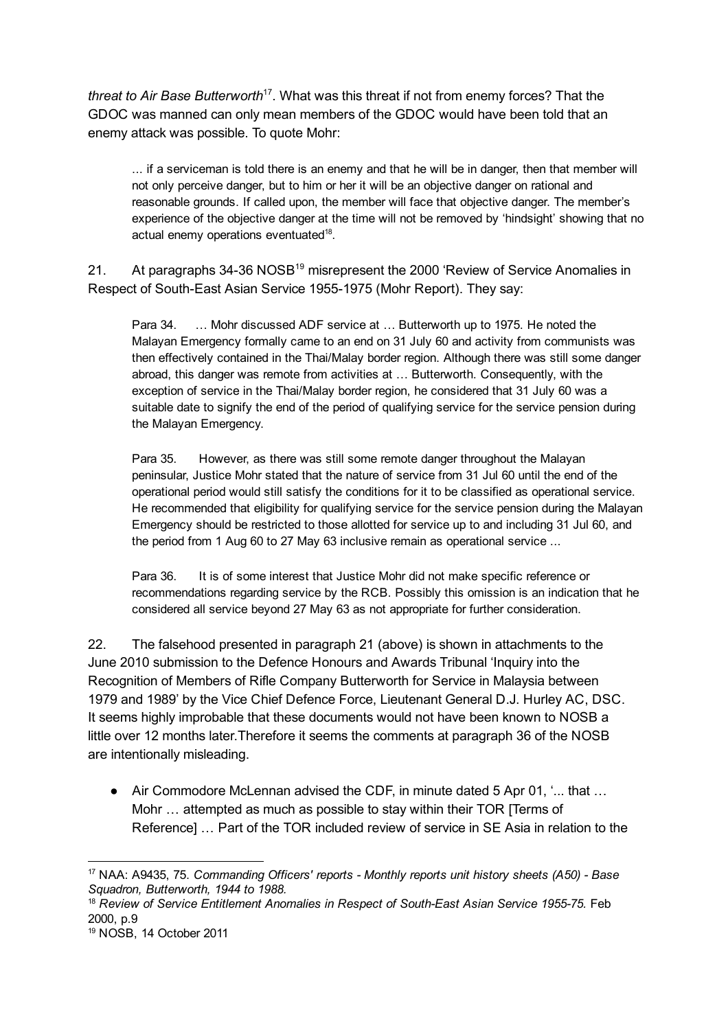*threat to Air Base Butterworth*[17]. What was this threat if not from enemy forces? That the GDOC was manned can only mean members of the GDOC would have been told that an enemy attack was possible. To quote Mohr:

> ... if a serviceman is told there is an enemy and that he will be in danger, then that member will not only perceive danger, but to him or her it will be an objective danger on rational and reasonable grounds. If called upon, the member will face that objective danger. The member's experience of the objective danger at the time will not be removed by 'hindsight' showing that no actual enemy operations eventuated[18].

21. At paragraphs 34-36 NOSB[19] misrepresent the 2000 'Review of Service Anomalies in Respect of South-East Asian Service 1955-1975 (Mohr Report). They say:

> Para 34. … Mohr discussed ADF service at … Butterworth up to 1975. He noted the Malayan Emergency formally came to an end on 31 July 60 and activity from communists was then effectively contained in the Thai/Malay border region. Although there was still some danger abroad, this danger was remote from activities at … Butterworth. Consequently, with the exception of service in the Thai/Malay border region, he considered that 31 July 60 was a suitable date to signify the end of the period of qualifying service for the service pension during the Malayan Emergency.
>
> Para 35. However, as there was still some remote danger throughout the Malayan peninsular, Justice Mohr stated that the nature of service from 31 Jul 60 until the end of the operational period would still satisfy the conditions for it to be classified as operational service. He recommended that eligibility for qualifying service for the service pension during the Malayan Emergency should be restricted to those allotted for service up to and including 31 Jul 60, and the period from 1 Aug 60 to 27 May 63 inclusive remain as operational service ...
>
> Para 36. It is of some interest that Justice Mohr did not make specific reference or recommendations regarding service by the RCB. Possibly this omission is an indication that he considered all service beyond 27 May 63 as not appropriate for further consideration.

22. The falsehood presented in paragraph 21 (above) is shown in attachments to the June 2010 submission to the Defence Honours and Awards Tribunal 'Inquiry into the Recognition of Members of Rifle Company Butterworth for Service in Malaysia between 1979 and 1989' by the Vice Chief Defence Force, Lieutenant General D.J. Hurley AC, DSC. It seems highly improbable that these documents would not have been known to NOSB a little over 12 months later.Therefore it seems the comments at paragraph 36 of the NOSB are intentionally misleading.

- Air Commodore McLennan advised the CDF, in minute dated 5 Apr 01, '... that … Mohr … attempted as much as possible to stay within their TOR [Terms of Reference] … Part of the TOR included review of service in SE Asia in relation to the

---

[17] NAA: A9435, 75. *Commanding Officers' reports - Monthly reports unit history sheets (A50) - Base Squadron, Butterworth, 1944 to 1988.*

[18] *Review of Service Entitlement Anomalies in Respect of South-East Asian Service 1955-75.* Feb 2000, p.9

[19] NOSB, 14 October 2011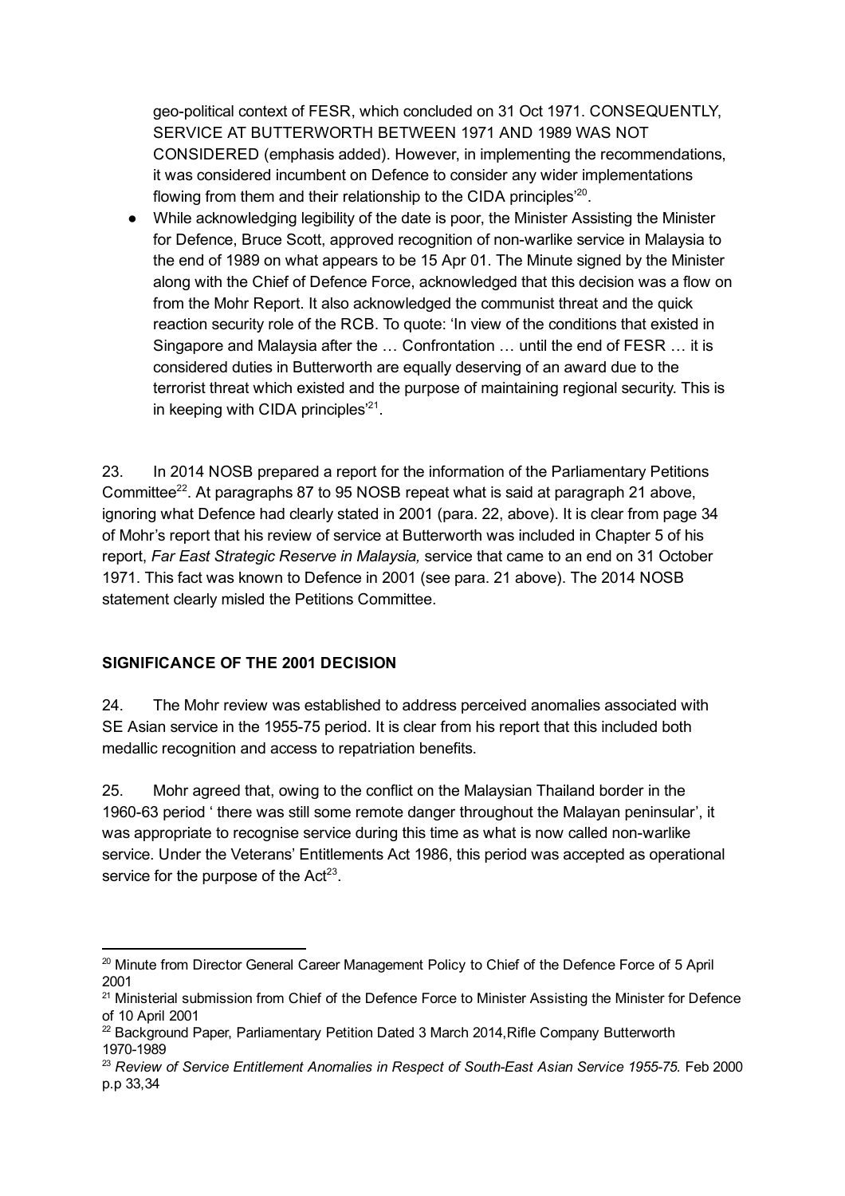geo-political context of FESR, which concluded on 31 Oct 1971. CONSEQUENTLY, SERVICE AT BUTTERWORTH BETWEEN 1971 AND 1989 WAS NOT CONSIDERED (emphasis added). However, in implementing the recommendations, it was considered incumbent on Defence to consider any wider implementations flowing from them and their relationship to the CIDA principles'[20].

- While acknowledging legibility of the date is poor, the Minister Assisting the Minister for Defence, Bruce Scott, approved recognition of non-warlike service in Malaysia to the end of 1989 on what appears to be 15 Apr 01. The Minute signed by the Minister along with the Chief of Defence Force, acknowledged that this decision was a flow on from the Mohr Report. It also acknowledged the communist threat and the quick reaction security role of the RCB. To quote: 'In view of the conditions that existed in Singapore and Malaysia after the … Confrontation … until the end of FESR … it is considered duties in Butterworth are equally deserving of an award due to the terrorist threat which existed and the purpose of maintaining regional security. This is in keeping with CIDA principles'[21].

23. In 2014 NOSB prepared a report for the information of the Parliamentary Petitions Committee[22]. At paragraphs 87 to 95 NOSB repeat what is said at paragraph 21 above, ignoring what Defence had clearly stated in 2001 (para. 22, above). It is clear from page 34 of Mohr's report that his review of service at Butterworth was included in Chapter 5 of his report, *Far East Strategic Reserve in Malaysia,* service that came to an end on 31 October 1971. This fact was known to Defence in 2001 (see para. 21 above). The 2014 NOSB statement clearly misled the Petitions Committee.

## SIGNIFICANCE OF THE 2001 DECISION

24. The Mohr review was established to address perceived anomalies associated with SE Asian service in the 1955-75 period. It is clear from his report that this included both medallic recognition and access to repatriation benefits.

25. Mohr agreed that, owing to the conflict on the Malaysian Thailand border in the 1960-63 period ' there was still some remote danger throughout the Malayan peninsular', it was appropriate to recognise service during this time as what is now called non-warlike service. Under the Veterans' Entitlements Act 1986, this period was accepted as operational service for the purpose of the Act[23].

---

[20] Minute from Director General Career Management Policy to Chief of the Defence Force of 5 April 2001

[21] Ministerial submission from Chief of the Defence Force to Minister Assisting the Minister for Defence of 10 April 2001

[22] Background Paper, Parliamentary Petition Dated 3 March 2014,Rifle Company Butterworth 1970-1989

[23] *Review of Service Entitlement Anomalies in Respect of South-East Asian Service 1955-75.* Feb 2000 p.p 33,34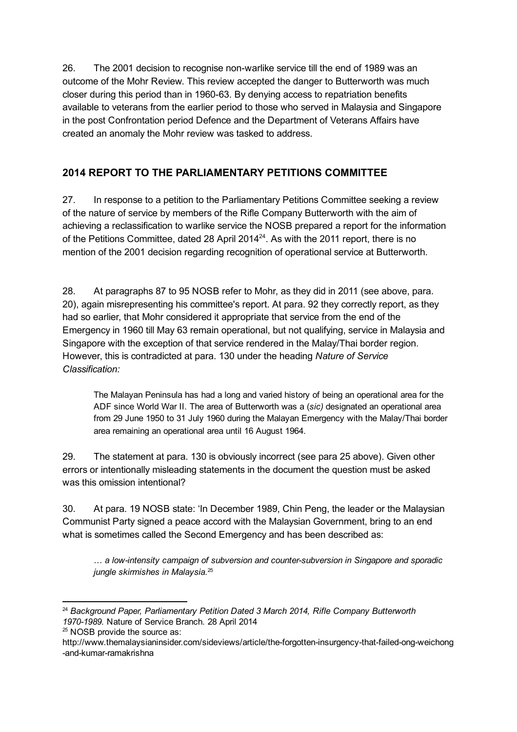26. The 2001 decision to recognise non-warlike service till the end of 1989 was an outcome of the Mohr Review. This review accepted the danger to Butterworth was much closer during this period than in 1960-63. By denying access to repatriation benefits available to veterans from the earlier period to those who served in Malaysia and Singapore in the post Confrontation period Defence and the Department of Veterans Affairs have created an anomaly the Mohr review was tasked to address.

## 2014 REPORT TO THE PARLIAMENTARY PETITIONS COMMITTEE

27. In response to a petition to the Parliamentary Petitions Committee seeking a review of the nature of service by members of the Rifle Company Butterworth with the aim of achieving a reclassification to warlike service the NOSB prepared a report for the information of the Petitions Committee, dated 28 April 2014[24]. As with the 2011 report, there is no mention of the 2001 decision regarding recognition of operational service at Butterworth.

28. At paragraphs 87 to 95 NOSB refer to Mohr, as they did in 2011 (see above, para. 20), again misrepresenting his committee's report. At para. 92 they correctly report, as they had so earlier, that Mohr considered it appropriate that service from the end of the Emergency in 1960 till May 63 remain operational, but not qualifying, service in Malaysia and Singapore with the exception of that service rendered in the Malay/Thai border region. However, this is contradicted at para. 130 under the heading *Nature of Service Classification:*

> The Malayan Peninsula has had a long and varied history of being an operational area for the ADF since World War II. The area of Butterworth was a (*sic)* designated an operational area from 29 June 1950 to 31 July 1960 during the Malayan Emergency with the Malay/Thai border area remaining an operational area until 16 August 1964.

29. The statement at para. 130 is obviously incorrect (see para 25 above). Given other errors or intentionally misleading statements in the document the question must be asked was this omission intentional?

30. At para. 19 NOSB state: 'In December 1989, Chin Peng, the leader or the Malaysian Communist Party signed a peace accord with the Malaysian Government, bring to an end what is sometimes called the Second Emergency and has been described as:

> *… a low-intensity campaign of subversion and counter-subversion in Singapore and sporadic jungle skirmishes in Malaysia.*[25]

---

[24] *Background Paper, Parliamentary Petition Dated 3 March 2014, Rifle Company Butterworth 1970-1989.* Nature of Service Branch. 28 April 2014

[25] NOSB provide the source as: http://www.themalaysianinsider.com/sideviews/article/the-forgotten-insurgency-that-failed-ong-weichong-and-kumar-ramakrishna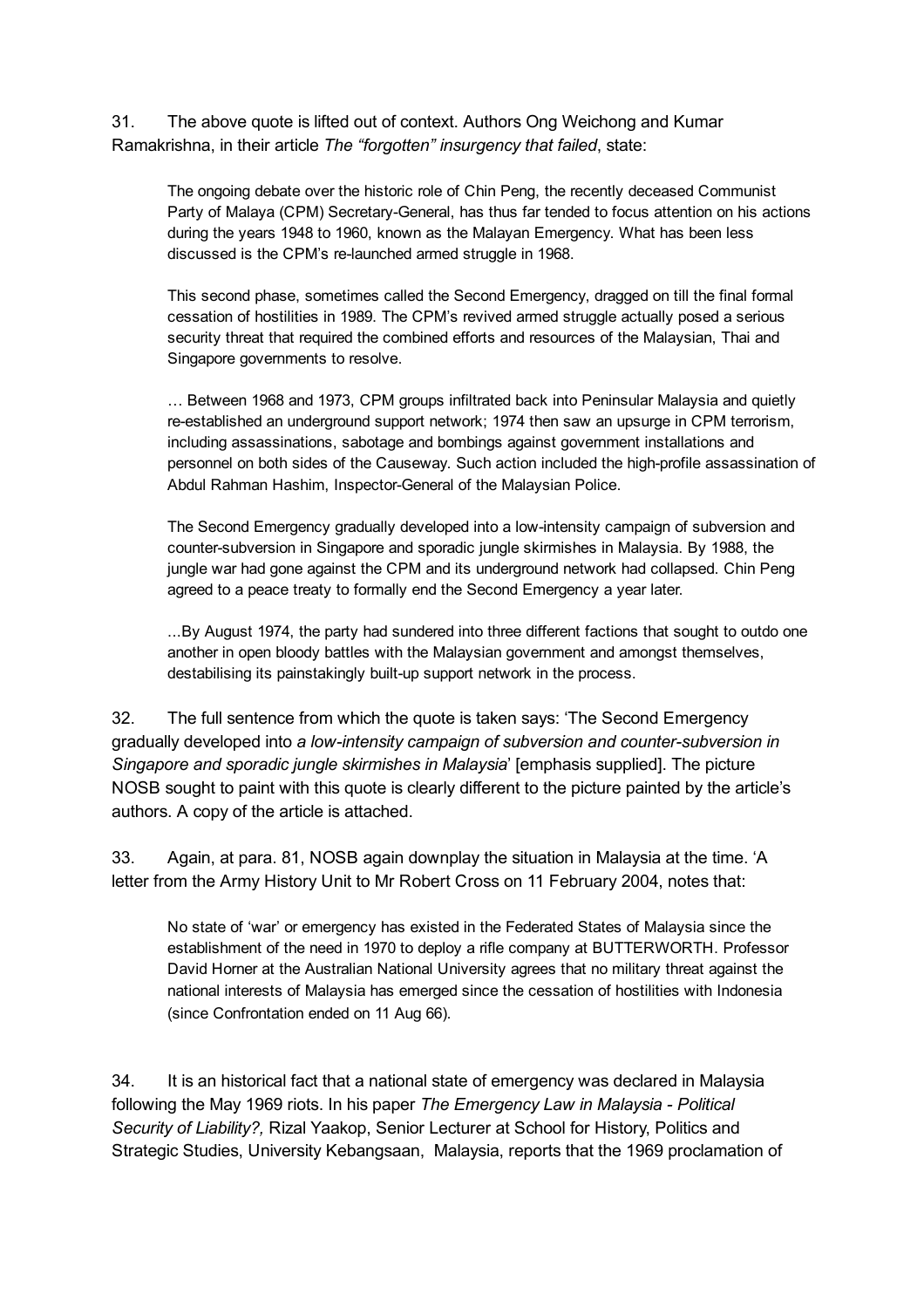31. The above quote is lifted out of context. Authors Ong Weichong and Kumar Ramakrishna, in their article *The "forgotten" insurgency that failed*, state:

> The ongoing debate over the historic role of Chin Peng, the recently deceased Communist Party of Malaya (CPM) Secretary-General, has thus far tended to focus attention on his actions during the years 1948 to 1960, known as the Malayan Emergency. What has been less discussed is the CPM's re-launched armed struggle in 1968.
>
> This second phase, sometimes called the Second Emergency, dragged on till the final formal cessation of hostilities in 1989. The CPM's revived armed struggle actually posed a serious security threat that required the combined efforts and resources of the Malaysian, Thai and Singapore governments to resolve.
>
> … Between 1968 and 1973, CPM groups infiltrated back into Peninsular Malaysia and quietly re-established an underground support network; 1974 then saw an upsurge in CPM terrorism, including assassinations, sabotage and bombings against government installations and personnel on both sides of the Causeway. Such action included the high-profile assassination of Abdul Rahman Hashim, Inspector-General of the Malaysian Police.
>
> The Second Emergency gradually developed into a low-intensity campaign of subversion and counter-subversion in Singapore and sporadic jungle skirmishes in Malaysia. By 1988, the jungle war had gone against the CPM and its underground network had collapsed. Chin Peng agreed to a peace treaty to formally end the Second Emergency a year later.
>
> …By August 1974, the party had sundered into three different factions that sought to outdo one another in open bloody battles with the Malaysian government and amongst themselves, destabilising its painstakingly built-up support network in the process.

32. The full sentence from which the quote is taken says: 'The Second Emergency gradually developed into *a low-intensity campaign of subversion and counter-subversion in Singapore and sporadic jungle skirmishes in Malaysia*' [emphasis supplied]. The picture NOSB sought to paint with this quote is clearly different to the picture painted by the article's authors. A copy of the article is attached.

33. Again, at para. 81, NOSB again downplay the situation in Malaysia at the time. 'A letter from the Army History Unit to Mr Robert Cross on 11 February 2004, notes that:

> No state of 'war' or emergency has existed in the Federated States of Malaysia since the establishment of the need in 1970 to deploy a rifle company at BUTTERWORTH. Professor David Horner at the Australian National University agrees that no military threat against the national interests of Malaysia has emerged since the cessation of hostilities with Indonesia (since Confrontation ended on 11 Aug 66).

34. It is an historical fact that a national state of emergency was declared in Malaysia following the May 1969 riots. In his paper *The Emergency Law in Malaysia - Political Security of Liability?,* Rizal Yaakop, Senior Lecturer at School for History, Politics and Strategic Studies, University Kebangsaan, Malaysia, reports that the 1969 proclamation of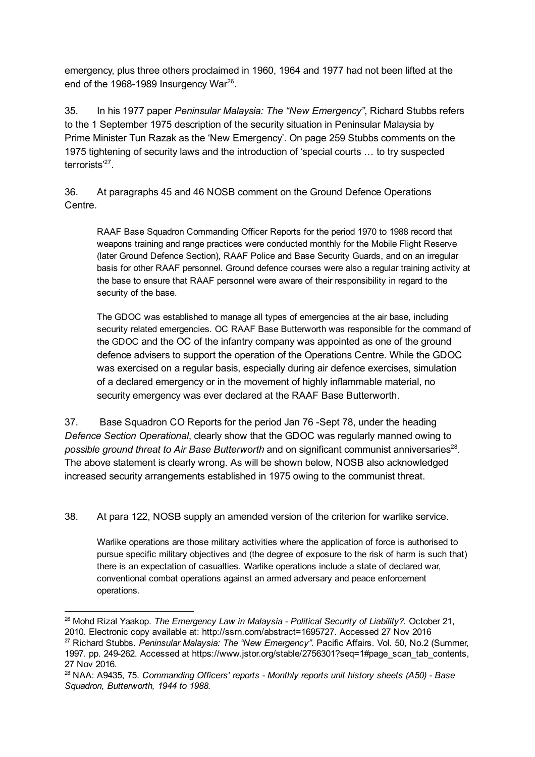emergency, plus three others proclaimed in 1960, 1964 and 1977 had not been lifted at the end of the 1968-1989 Insurgency War[26].

35. In his 1977 paper *Peninsular Malaysia: The "New Emergency"*, Richard Stubbs refers to the 1 September 1975 description of the security situation in Peninsular Malaysia by Prime Minister Tun Razak as the 'New Emergency'. On page 259 Stubbs comments on the 1975 tightening of security laws and the introduction of 'special courts … to try suspected terrorists'[27].

36. At paragraphs 45 and 46 NOSB comment on the Ground Defence Operations Centre.

> RAAF Base Squadron Commanding Officer Reports for the period 1970 to 1988 record that weapons training and range practices were conducted monthly for the Mobile Flight Reserve (later Ground Defence Section), RAAF Police and Base Security Guards, and on an irregular basis for other RAAF personnel. Ground defence courses were also a regular training activity at the base to ensure that RAAF personnel were aware of their responsibility in regard to the security of the base.
>
> The GDOC was established to manage all types of emergencies at the air base, including security related emergencies. OC RAAF Base Butterworth was responsible for the command of the GDOC and the OC of the infantry company was appointed as one of the ground defence advisers to support the operation of the Operations Centre. While the GDOC was exercised on a regular basis, especially during air defence exercises, simulation of a declared emergency or in the movement of highly inflammable material, no security emergency was ever declared at the RAAF Base Butterworth.

37. Base Squadron CO Reports for the period Jan 76 -Sept 78, under the heading *Defence Section Operational*, clearly show that the GDOC was regularly manned owing to *possible ground threat to Air Base Butterworth* and on significant communist anniversaries[28]. The above statement is clearly wrong. As will be shown below, NOSB also acknowledged increased security arrangements established in 1975 owing to the communist threat.

38. At para 122, NOSB supply an amended version of the criterion for warlike service.

> Warlike operations are those military activities where the application of force is authorised to pursue specific military objectives and (the degree of exposure to the risk of harm is such that) there is an expectation of casualties. Warlike operations include a state of declared war, conventional combat operations against an armed adversary and peace enforcement operations.

---

[26] Mohd Rizal Yaakop. *The Emergency Law in Malaysia - Political Security of Liability?.* October 21, 2010. Electronic copy available at: http://ssrn.com/abstract=1695727. Accessed 27 Nov 2016

[27] Richard Stubbs. *Peninsular Malaysia: The "New Emergency"*. Pacific Affairs. Vol. 50, No.2 (Summer, 1997. pp. 249-262. Accessed at https://www.jstor.org/stable/2756301?seq=1#page_scan_tab_contents, 27 Nov 2016.

[28] NAA: A9435, 75. *Commanding Officers' reports - Monthly reports unit history sheets (A50) - Base Squadron, Butterworth, 1944 to 1988.*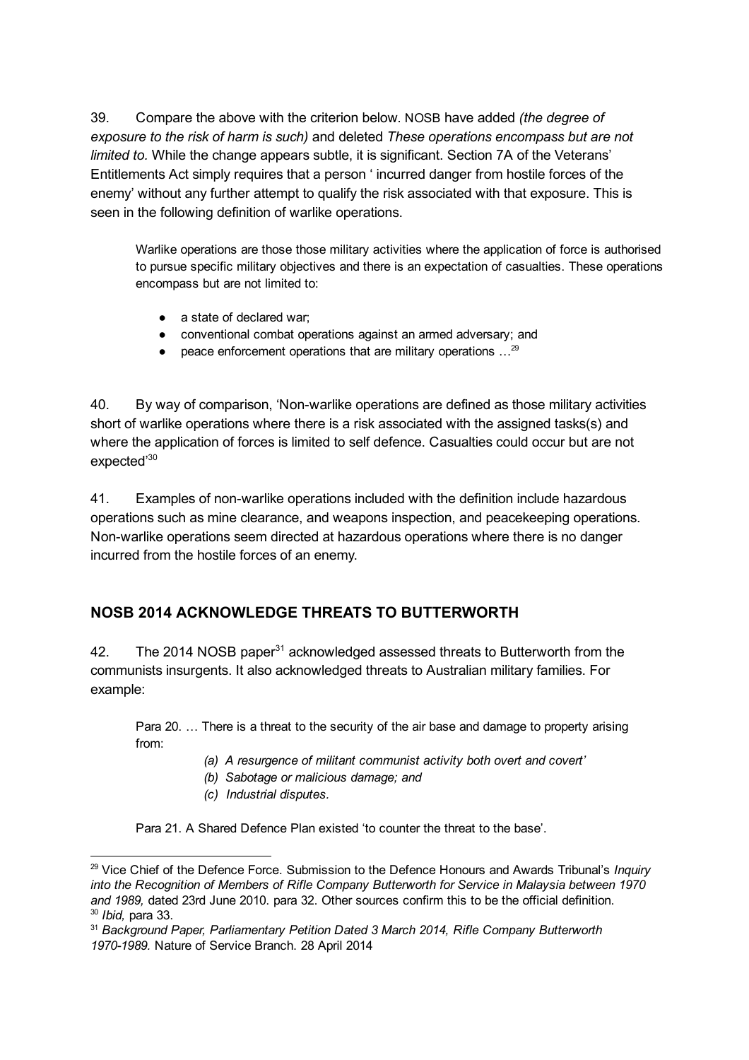39. Compare the above with the criterion below. NOSB have added *(the degree of exposure to the risk of harm is such)* and deleted *These operations encompass but are not limited to.* While the change appears subtle, it is significant. Section 7A of the Veterans' Entitlements Act simply requires that a person ' incurred danger from hostile forces of the enemy' without any further attempt to qualify the risk associated with that exposure. This is seen in the following definition of warlike operations.

> Warlike operations are those those military activities where the application of force is authorised to pursue specific military objectives and there is an expectation of casualties. These operations encompass but are not limited to:
>
> - a state of declared war;
> - conventional combat operations against an armed adversary; and
> - peace enforcement operations that are military operations …[29]

40. By way of comparison, 'Non-warlike operations are defined as those military activities short of warlike operations where there is a risk associated with the assigned tasks(s) and where the application of forces is limited to self defence. Casualties could occur but are not expected'[30]

41. Examples of non-warlike operations included with the definition include hazardous operations such as mine clearance, and weapons inspection, and peacekeeping operations. Non-warlike operations seem directed at hazardous operations where there is no danger incurred from the hostile forces of an enemy.

## NOSB 2014 ACKNOWLEDGE THREATS TO BUTTERWORTH

42. The 2014 NOSB paper[31] acknowledged assessed threats to Butterworth from the communists insurgents. It also acknowledged threats to Australian military families. For example:

> Para 20. … There is a threat to the security of the air base and damage to property arising from:
>
> *(a) A resurgence of militant communist activity both overt and covert'*
>
> *(b) Sabotage or malicious damage; and*
>
> *(c) Industrial disputes.*
>
> Para 21. A Shared Defence Plan existed 'to counter the threat to the base'.

---

[29] Vice Chief of the Defence Force. Submission to the Defence Honours and Awards Tribunal's *Inquiry into the Recognition of Members of Rifle Company Butterworth for Service in Malaysia between 1970 and 1989,* dated 23rd June 2010. para 32. Other sources confirm this to be the official definition.

[30] *Ibid,* para 33.

[31] *Background Paper, Parliamentary Petition Dated 3 March 2014, Rifle Company Butterworth 1970-1989.* Nature of Service Branch. 28 April 2014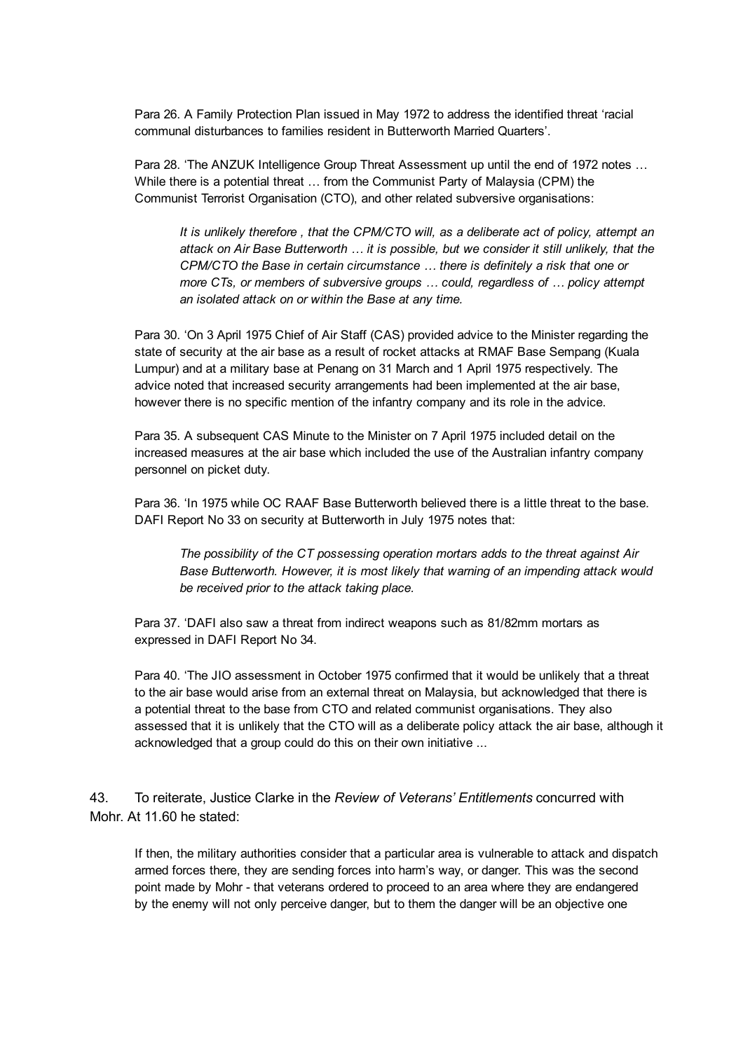Para 26. A Family Protection Plan issued in May 1972 to address the identified threat 'racial communal disturbances to families resident in Butterworth Married Quarters'.

Para 28. 'The ANZUK Intelligence Group Threat Assessment up until the end of 1972 notes … While there is a potential threat … from the Communist Party of Malaysia (CPM) the Communist Terrorist Organisation (CTO), and other related subversive organisations:

> *It is unlikely therefore , that the CPM/CTO will, as a deliberate act of policy, attempt an attack on Air Base Butterworth … it is possible, but we consider it still unlikely, that the CPM/CTO the Base in certain circumstance … there is definitely a risk that one or more CTs, or members of subversive groups … could, regardless of … policy attempt an isolated attack on or within the Base at any time.*

Para 30. 'On 3 April 1975 Chief of Air Staff (CAS) provided advice to the Minister regarding the state of security at the air base as a result of rocket attacks at RMAF Base Sempang (Kuala Lumpur) and at a military base at Penang on 31 March and 1 April 1975 respectively. The advice noted that increased security arrangements had been implemented at the air base, however there is no specific mention of the infantry company and its role in the advice.

Para 35. A subsequent CAS Minute to the Minister on 7 April 1975 included detail on the increased measures at the air base which included the use of the Australian infantry company personnel on picket duty.

Para 36. 'In 1975 while OC RAAF Base Butterworth believed there is a little threat to the base. DAFI Report No 33 on security at Butterworth in July 1975 notes that:

> *The possibility of the CT possessing operation mortars adds to the threat against Air Base Butterworth. However, it is most likely that warning of an impending attack would be received prior to the attack taking place.*

Para 37. 'DAFI also saw a threat from indirect weapons such as 81/82mm mortars as expressed in DAFI Report No 34.

Para 40. 'The JIO assessment in October 1975 confirmed that it would be unlikely that a threat to the air base would arise from an external threat on Malaysia, but acknowledged that there is a potential threat to the base from CTO and related communist organisations. They also assessed that it is unlikely that the CTO will as a deliberate policy attack the air base, although it acknowledged that a group could do this on their own initiative ...

43. To reiterate, Justice Clarke in the *Review of Veterans' Entitlements* concurred with Mohr. At 11.60 he stated:

> If then, the military authorities consider that a particular area is vulnerable to attack and dispatch armed forces there, they are sending forces into harm's way, or danger. This was the second point made by Mohr - that veterans ordered to proceed to an area where they are endangered by the enemy will not only perceive danger, but to them the danger will be an objective one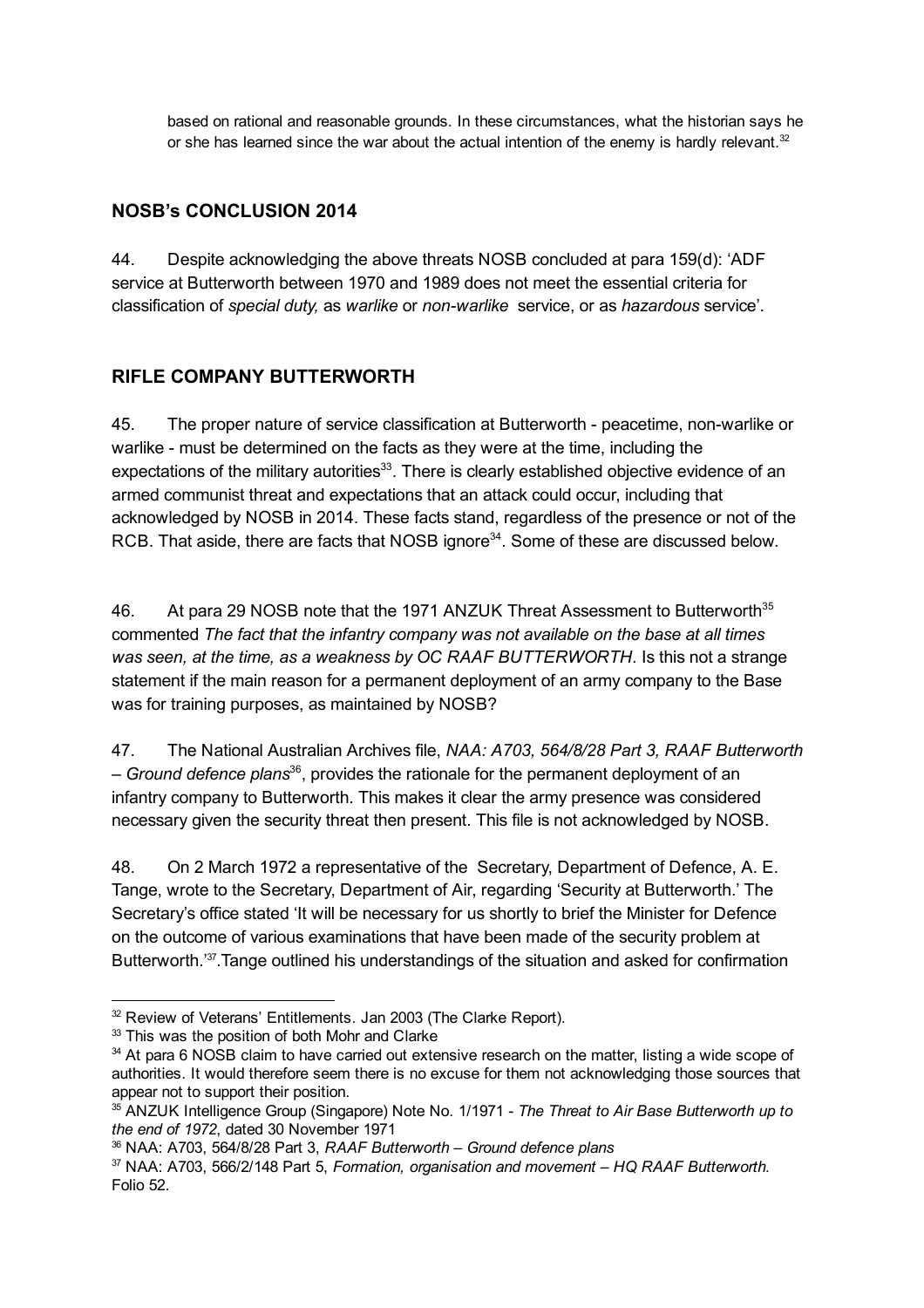based on rational and reasonable grounds. In these circumstances, what the historian says he or she has learned since the war about the actual intention of the enemy is hardly relevant.[32]

## NOSB's CONCLUSION 2014

44. Despite acknowledging the above threats NOSB concluded at para 159(d): 'ADF service at Butterworth between 1970 and 1989 does not meet the essential criteria for classification of *special duty,* as *warlike* or *non-warlike* service, or as *hazardous* service'.

## RIFLE COMPANY BUTTERWORTH

45. The proper nature of service classification at Butterworth - peacetime, non-warlike or warlike - must be determined on the facts as they were at the time, including the expectations of the military autorities[33]. There is clearly established objective evidence of an armed communist threat and expectations that an attack could occur, including that acknowledged by NOSB in 2014. These facts stand, regardless of the presence or not of the RCB. That aside, there are facts that NOSB ignore[34]. Some of these are discussed below.

46. At para 29 NOSB note that the 1971 ANZUK Threat Assessment to Butterworth[35] commented *The fact that the infantry company was not available on the base at all times was seen, at the time, as a weakness by OC RAAF BUTTERWORTH.* Is this not a strange statement if the main reason for a permanent deployment of an army company to the Base was for training purposes, as maintained by NOSB?

47. The National Australian Archives file, *NAA: A703, 564/8/28 Part 3, RAAF Butterworth – Ground defence plans*[36], provides the rationale for the permanent deployment of an infantry company to Butterworth. This makes it clear the army presence was considered necessary given the security threat then present. This file is not acknowledged by NOSB.

48. On 2 March 1972 a representative of the Secretary, Department of Defence, A. E. Tange, wrote to the Secretary, Department of Air, regarding 'Security at Butterworth.' The Secretary's office stated 'It will be necessary for us shortly to brief the Minister for Defence on the outcome of various examinations that have been made of the security problem at Butterworth.'[37].Tange outlined his understandings of the situation and asked for confirmation

---

[32] Review of Veterans' Entitlements. Jan 2003 (The Clarke Report).

[33] This was the position of both Mohr and Clarke

[34] At para 6 NOSB claim to have carried out extensive research on the matter, listing a wide scope of authorities. It would therefore seem there is no excuse for them not acknowledging those sources that appear not to support their position.

[35] ANZUK Intelligence Group (Singapore) Note No. 1/1971 - *The Threat to Air Base Butterworth up to the end of 1972*, dated 30 November 1971

[36] NAA: A703, 564/8/28 Part 3, *RAAF Butterworth – Ground defence plans*

[37] NAA: A703, 566/2/148 Part 5, *Formation, organisation and movement – HQ RAAF Butterworth.* Folio 52.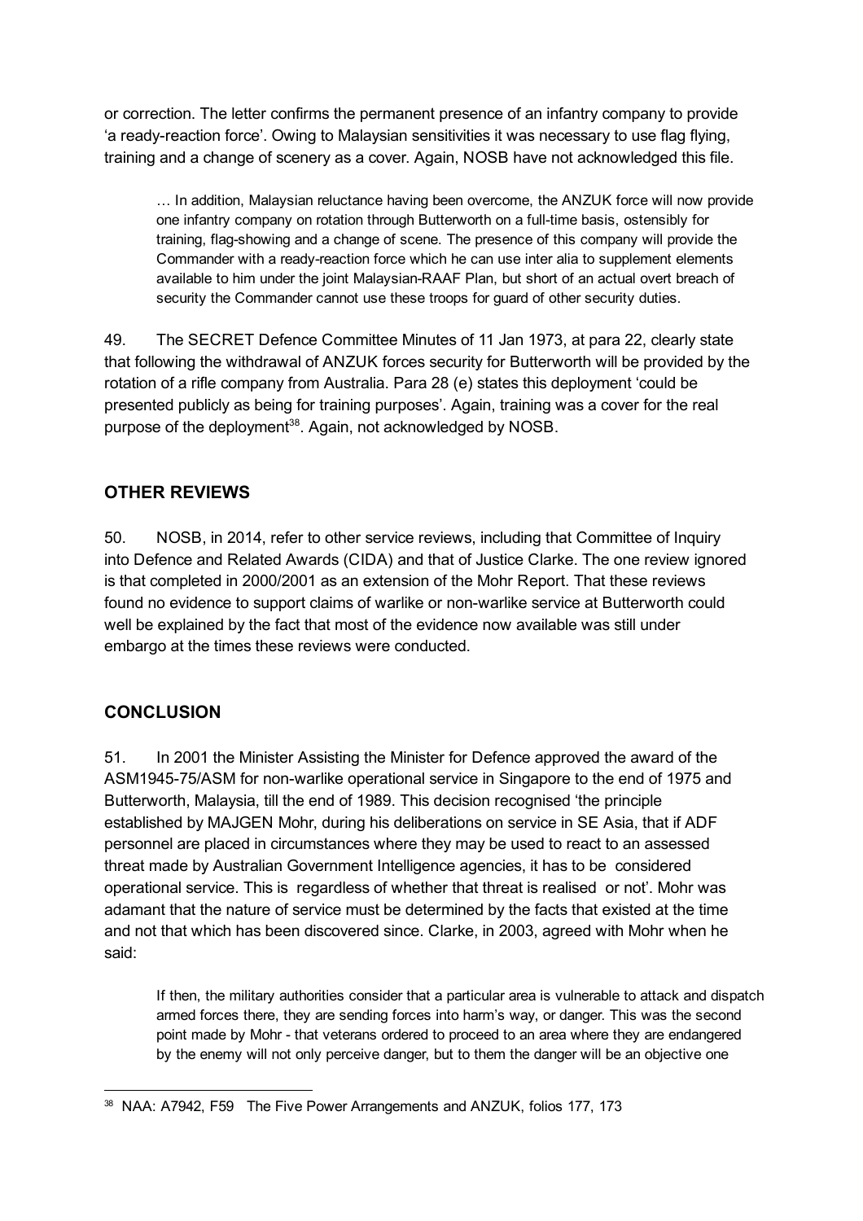or correction. The letter confirms the permanent presence of an infantry company to provide 'a ready-reaction force'. Owing to Malaysian sensitivities it was necessary to use flag flying, training and a change of scenery as a cover. Again, NOSB have not acknowledged this file.

> … In addition, Malaysian reluctance having been overcome, the ANZUK force will now provide one infantry company on rotation through Butterworth on a full-time basis, ostensibly for training, flag-showing and a change of scene. The presence of this company will provide the Commander with a ready-reaction force which he can use inter alia to supplement elements available to him under the joint Malaysian-RAAF Plan, but short of an actual overt breach of security the Commander cannot use these troops for guard of other security duties.

49. The SECRET Defence Committee Minutes of 11 Jan 1973, at para 22, clearly state that following the withdrawal of ANZUK forces security for Butterworth will be provided by the rotation of a rifle company from Australia. Para 28 (e) states this deployment 'could be presented publicly as being for training purposes'. Again, training was a cover for the real purpose of the deployment[38]. Again, not acknowledged by NOSB.

## OTHER REVIEWS

50. NOSB, in 2014, refer to other service reviews, including that Committee of Inquiry into Defence and Related Awards (CIDA) and that of Justice Clarke. The one review ignored is that completed in 2000/2001 as an extension of the Mohr Report. That these reviews found no evidence to support claims of warlike or non-warlike service at Butterworth could well be explained by the fact that most of the evidence now available was still under embargo at the times these reviews were conducted.

## CONCLUSION

51. In 2001 the Minister Assisting the Minister for Defence approved the award of the ASM1945-75/ASM for non-warlike operational service in Singapore to the end of 1975 and Butterworth, Malaysia, till the end of 1989. This decision recognised 'the principle established by MAJGEN Mohr, during his deliberations on service in SE Asia, that if ADF personnel are placed in circumstances where they may be used to react to an assessed threat made by Australian Government Intelligence agencies, it has to be considered operational service. This is regardless of whether that threat is realised or not'. Mohr was adamant that the nature of service must be determined by the facts that existed at the time and not that which has been discovered since. Clarke, in 2003, agreed with Mohr when he said:

> If then, the military authorities consider that a particular area is vulnerable to attack and dispatch armed forces there, they are sending forces into harm's way, or danger. This was the second point made by Mohr - that veterans ordered to proceed to an area where they are endangered by the enemy will not only perceive danger, but to them the danger will be an objective one

---

[38] NAA: A7942, F59 The Five Power Arrangements and ANZUK, folios 177, 173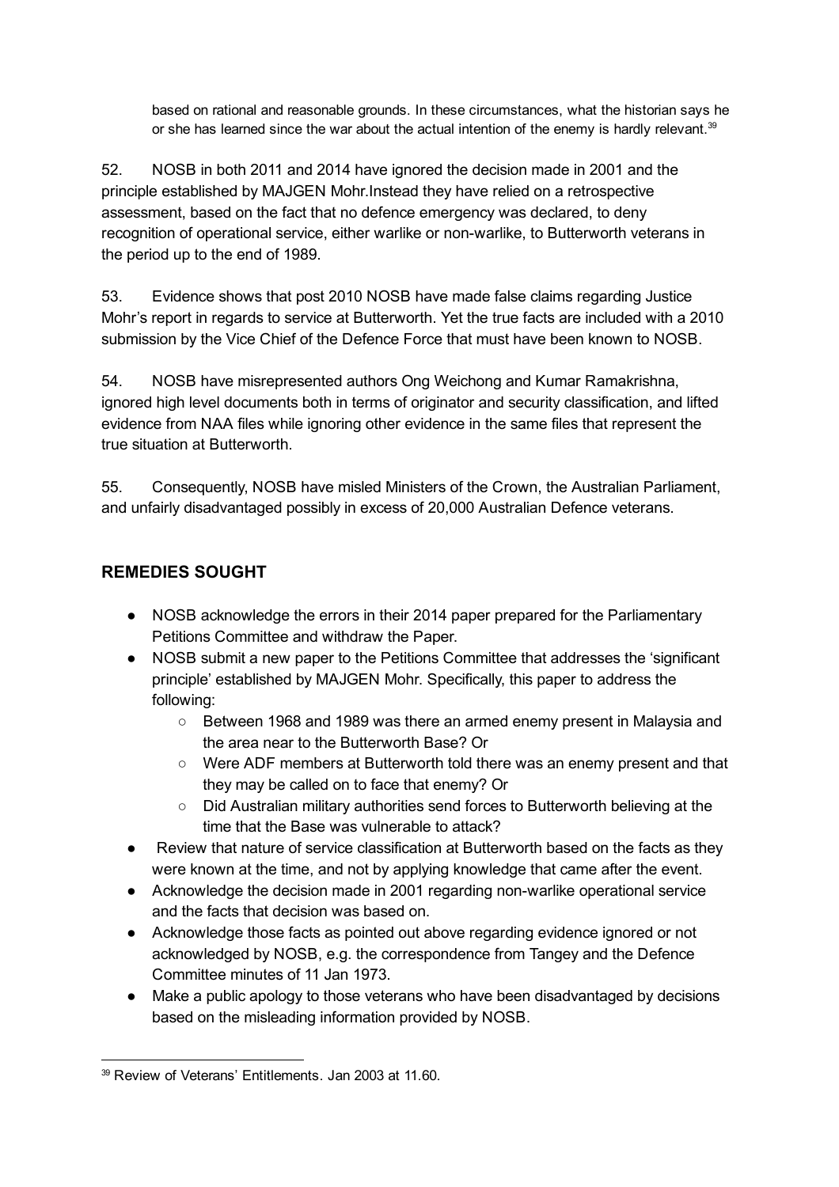> based on rational and reasonable grounds. In these circumstances, what the historian says he or she has learned since the war about the actual intention of the enemy is hardly relevant.[39]

52. NOSB in both 2011 and 2014 have ignored the decision made in 2001 and the principle established by MAJGEN Mohr.Instead they have relied on a retrospective assessment, based on the fact that no defence emergency was declared, to deny recognition of operational service, either warlike or non-warlike, to Butterworth veterans in the period up to the end of 1989.

53. Evidence shows that post 2010 NOSB have made false claims regarding Justice Mohr's report in regards to service at Butterworth. Yet the true facts are included with a 2010 submission by the Vice Chief of the Defence Force that must have been known to NOSB.

54. NOSB have misrepresented authors Ong Weichong and Kumar Ramakrishna, ignored high level documents both in terms of originator and security classification, and lifted evidence from NAA files while ignoring other evidence in the same files that represent the true situation at Butterworth.

55. Consequently, NOSB have misled Ministers of the Crown, the Australian Parliament, and unfairly disadvantaged possibly in excess of 20,000 Australian Defence veterans.

## REMEDIES SOUGHT

- NOSB acknowledge the errors in their 2014 paper prepared for the Parliamentary Petitions Committee and withdraw the Paper.
- NOSB submit a new paper to the Petitions Committee that addresses the 'significant principle' established by MAJGEN Mohr. Specifically, this paper to address the following:
  - Between 1968 and 1989 was there an armed enemy present in Malaysia and the area near to the Butterworth Base? Or
  - Were ADF members at Butterworth told there was an enemy present and that they may be called on to face that enemy? Or
  - Did Australian military authorities send forces to Butterworth believing at the time that the Base was vulnerable to attack?
- Review that nature of service classification at Butterworth based on the facts as they were known at the time, and not by applying knowledge that came after the event.
- Acknowledge the decision made in 2001 regarding non-warlike operational service and the facts that decision was based on.
- Acknowledge those facts as pointed out above regarding evidence ignored or not acknowledged by NOSB, e.g. the correspondence from Tangey and the Defence Committee minutes of 11 Jan 1973.
- Make a public apology to those veterans who have been disadvantaged by decisions based on the misleading information provided by NOSB.

---

[39] Review of Veterans' Entitlements. Jan 2003 at 11.60.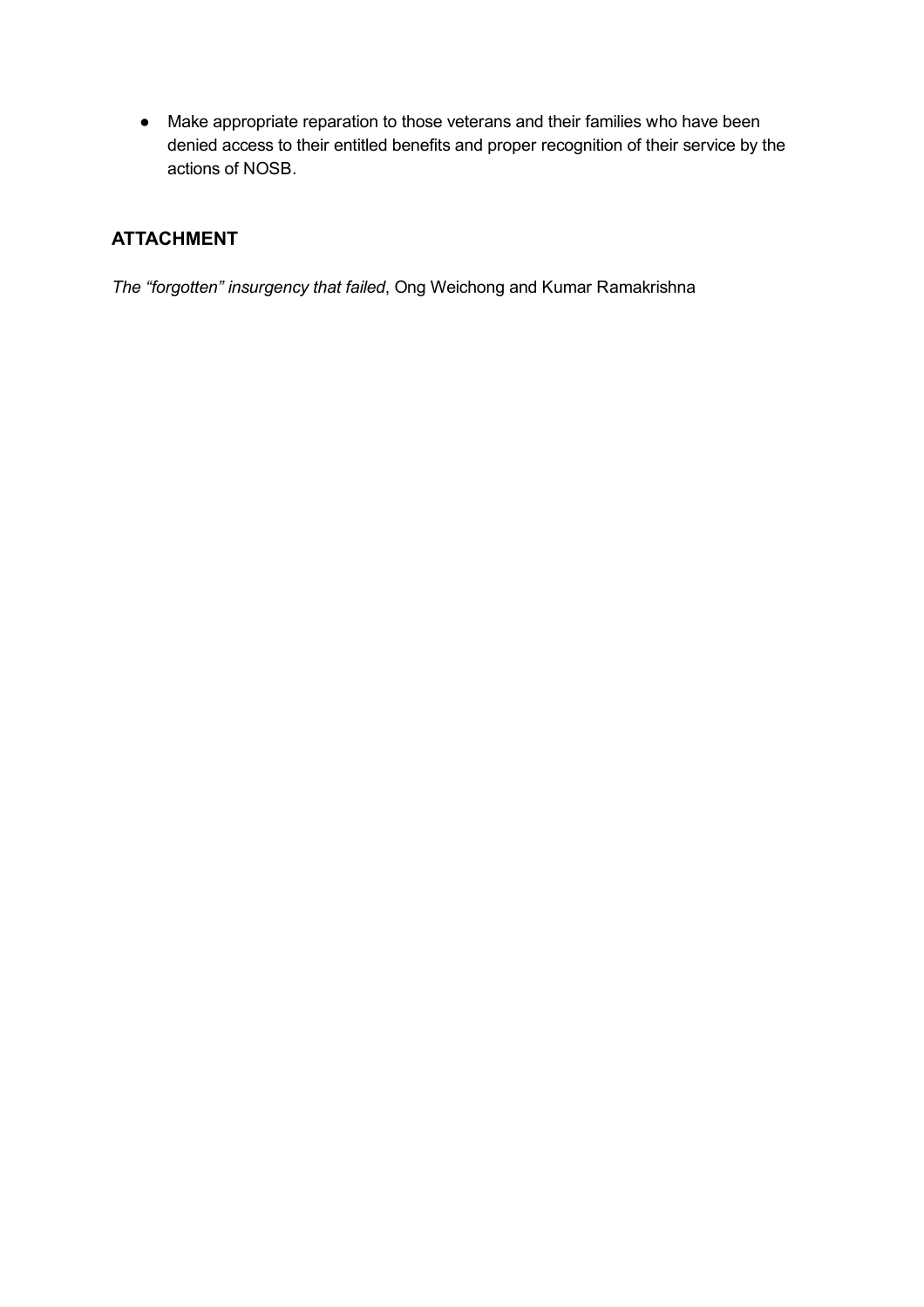- Make appropriate reparation to those veterans and their families who have been denied access to their entitled benefits and proper recognition of their service by the actions of NOSB.

## ATTACHMENT

*The "forgotten" insurgency that failed*, Ong Weichong and Kumar Ramakrishna